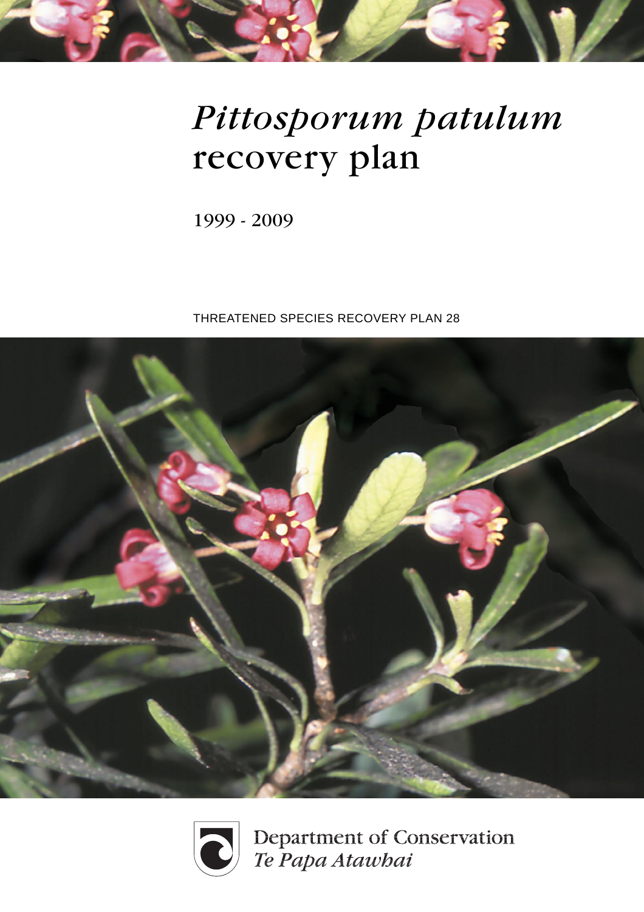# *Pittosporum patulum* recovery plan

1999 - 2009

THREATENED SPECIES RECOVERY PLAN 28

Department of Conservation
*Te Papa Atawhai*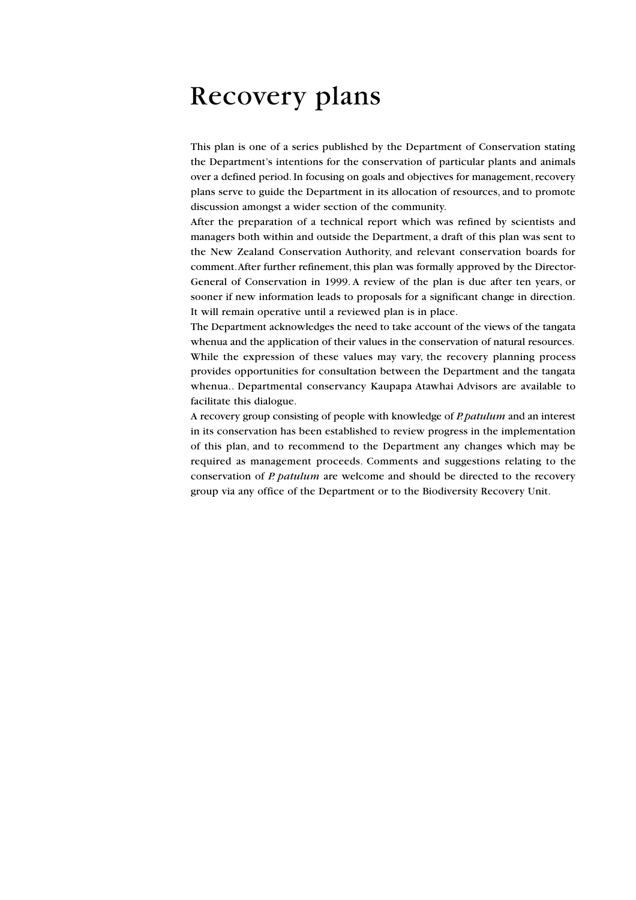# Recovery plans

This plan is one of a series published by the Department of Conservation stating the Department's intentions for the conservation of particular plants and animals over a defined period. In focusing on goals and objectives for management, recovery plans serve to guide the Department in its allocation of resources, and to promote discussion amongst a wider section of the community.

After the preparation of a technical report which was refined by scientists and managers both within and outside the Department, a draft of this plan was sent to the New Zealand Conservation Authority, and relevant conservation boards for comment. After further refinement, this plan was formally approved by the Director-General of Conservation in 1999. A review of the plan is due after ten years, or sooner if new information leads to proposals for a significant change in direction. It will remain operative until a reviewed plan is in place.

The Department acknowledges the need to take account of the views of the tangata whenua and the application of their values in the conservation of natural resources. While the expression of these values may vary, the recovery planning process provides opportunities for consultation between the Department and the tangata whenua.. Departmental conservancy Kaupapa Atawhai Advisors are available to facilitate this dialogue.

A recovery group consisting of people with knowledge of *P. patulum* and an interest in its conservation has been established to review progress in the implementation of this plan, and to recommend to the Department any changes which may be required as management proceeds. Comments and suggestions relating to the conservation of *P. patulum* are welcome and should be directed to the recovery group via any office of the Department or to the Biodiversity Recovery Unit.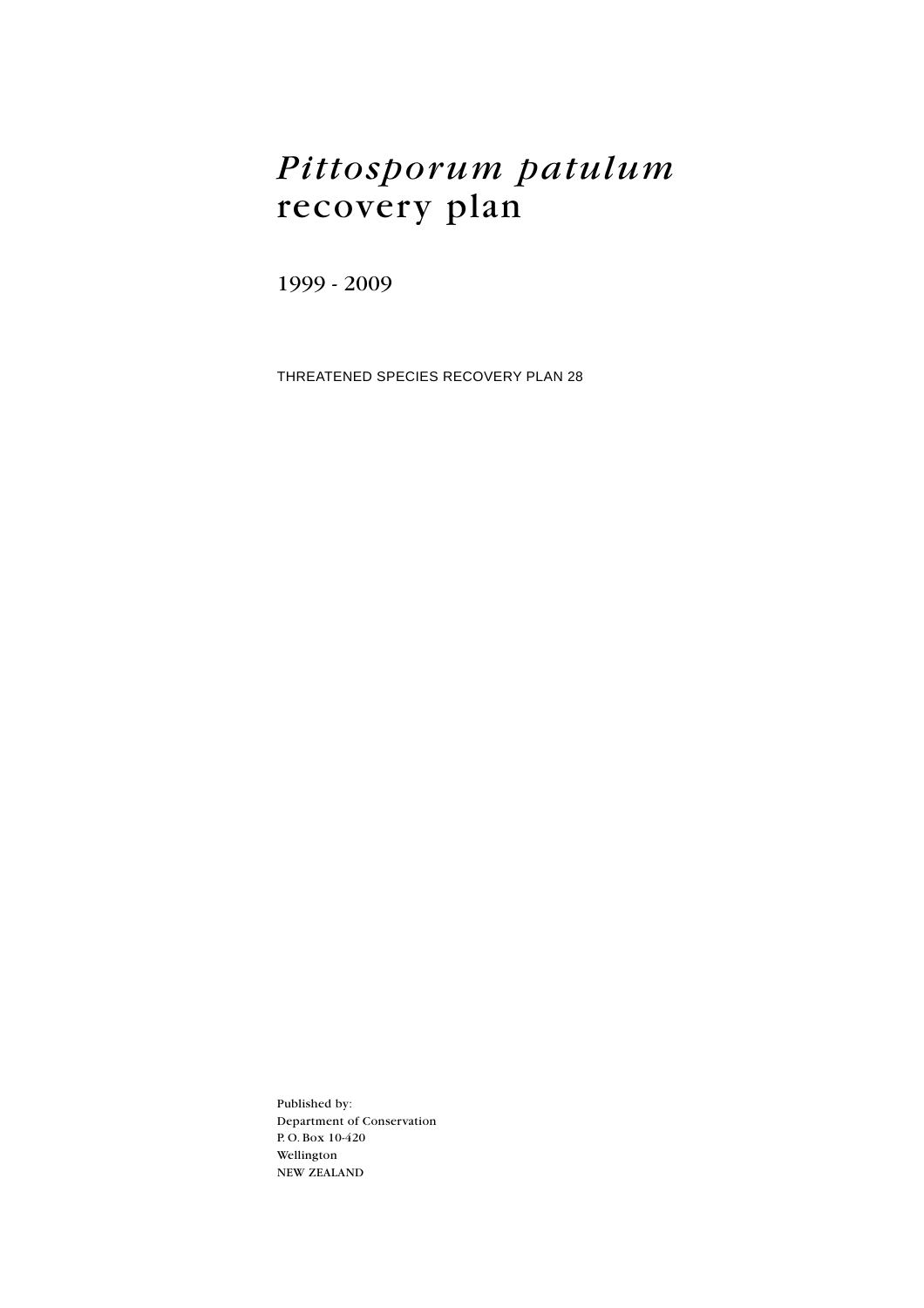# *Pittosporum patulum* recovery plan

1999 - 2009

THREATENED SPECIES RECOVERY PLAN 28

Published by:
Department of Conservation
P. O. Box 10-420
Wellington
NEW ZEALAND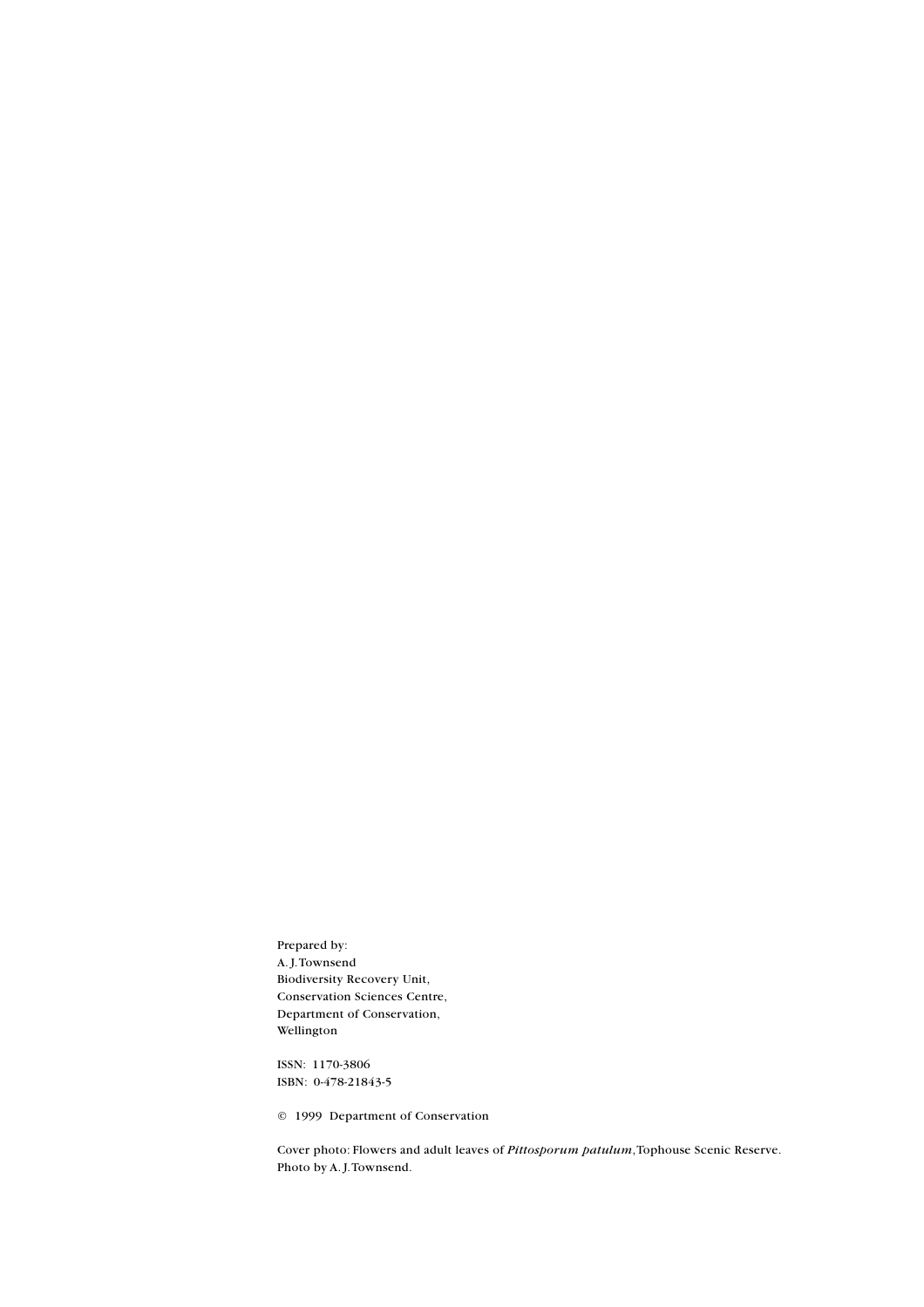Prepared by:
A. J. Townsend
Biodiversity Recovery Unit,
Conservation Sciences Centre,
Department of Conservation,
Wellington

ISSN: 1170-3806
ISBN: 0-478-21843-5

© 1999 Department of Conservation

Cover photo: Flowers and adult leaves of *Pittosporum patulum*, Tophouse Scenic Reserve.
Photo by A. J. Townsend.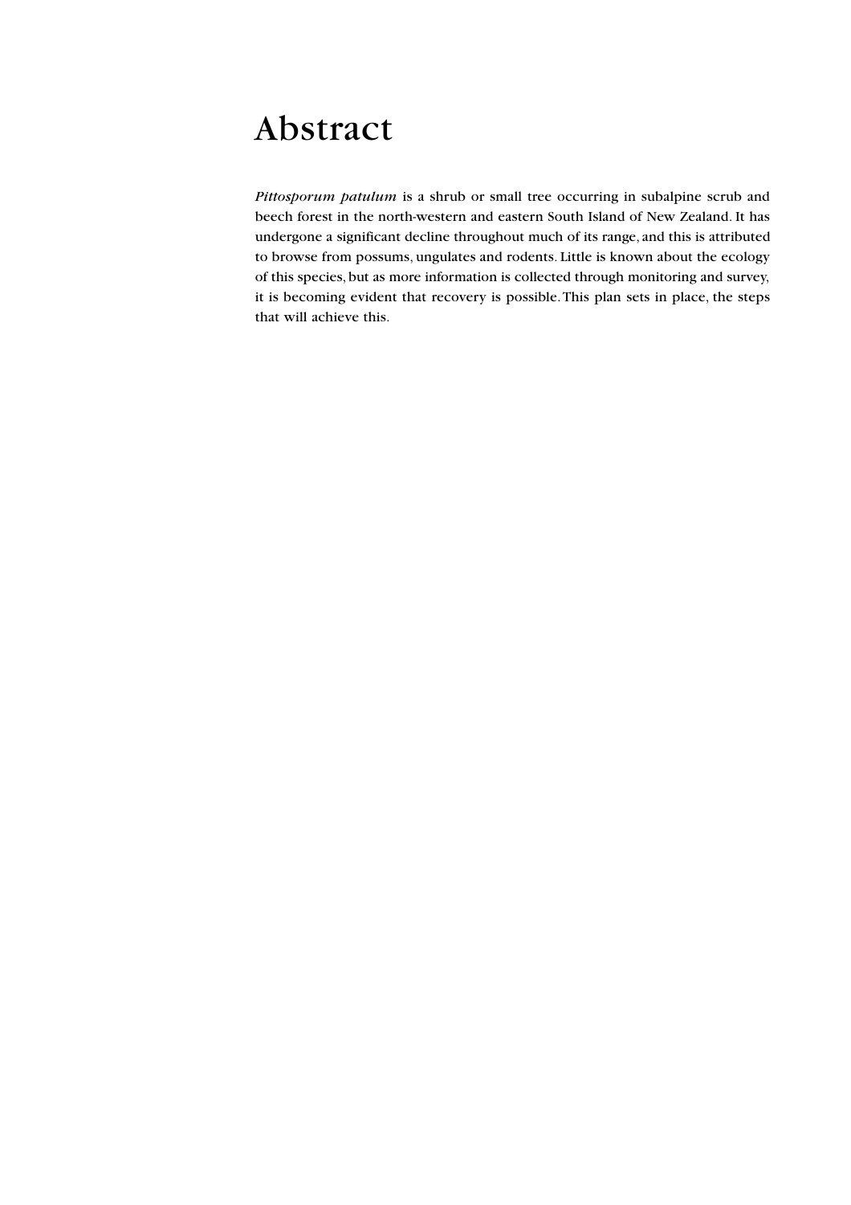# Abstract

*Pittosporum patulum* is a shrub or small tree occurring in subalpine scrub and beech forest in the north-western and eastern South Island of New Zealand. It has undergone a significant decline throughout much of its range, and this is attributed to browse from possums, ungulates and rodents. Little is known about the ecology of this species, but as more information is collected through monitoring and survey, it is becoming evident that recovery is possible. This plan sets in place, the steps that will achieve this.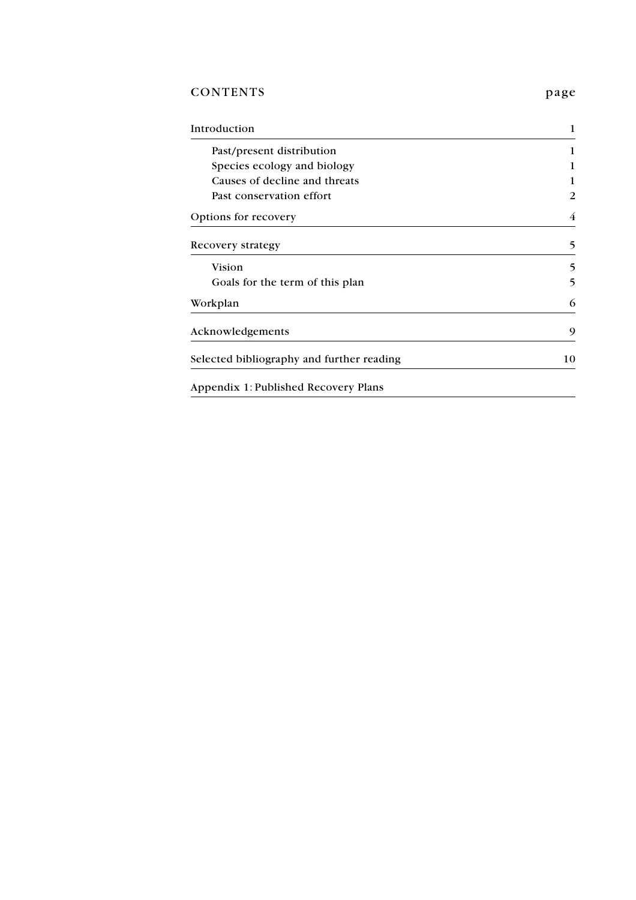## CONTENTS

| | page |
|---|---|
| Introduction | 1 |
| Past/present distribution | 1 |
| Species ecology and biology | 1 |
| Causes of decline and threats | 1 |
| Past conservation effort | 2 |
| Options for recovery | 4 |
| Recovery strategy | 5 |
| Vision | 5 |
| Goals for the term of this plan | 5 |
| Workplan | 6 |
| Acknowledgements | 9 |
| Selected bibliography and further reading | 10 |
| Appendix 1: Published Recovery Plans | |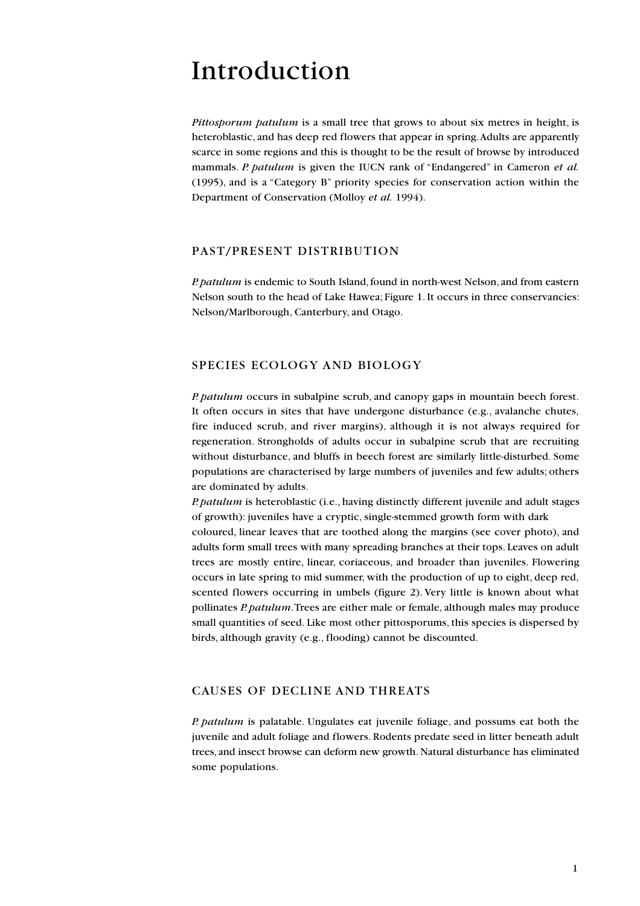# Introduction

*Pittosporum patulum* is a small tree that grows to about six metres in height, is heteroblastic, and has deep red flowers that appear in spring. Adults are apparently scarce in some regions and this is thought to be the result of browse by introduced mammals. *P. patulum* is given the IUCN rank of "Endangered" in Cameron *et al.* (1995), and is a "Category B" priority species for conservation action within the Department of Conservation (Molloy *et al.* 1994).

## PAST/PRESENT DISTRIBUTION

*P. patulum* is endemic to South Island, found in north-west Nelson, and from eastern Nelson south to the head of Lake Hawea; Figure 1. It occurs in three conservancies: Nelson/Marlborough, Canterbury, and Otago.

## SPECIES ECOLOGY AND BIOLOGY

*P. patulum* occurs in subalpine scrub, and canopy gaps in mountain beech forest. It often occurs in sites that have undergone disturbance (e.g., avalanche chutes, fire induced scrub, and river margins), although it is not always required for regeneration. Strongholds of adults occur in subalpine scrub that are recruiting without disturbance, and bluffs in beech forest are similarly little-disturbed. Some populations are characterised by large numbers of juveniles and few adults; others are dominated by adults.

*P. patulum* is heteroblastic (i.e., having distinctly different juvenile and adult stages of growth): juveniles have a cryptic, single-stemmed growth form with dark coloured, linear leaves that are toothed along the margins (see cover photo), and adults form small trees with many spreading branches at their tops. Leaves on adult trees are mostly entire, linear, coriaceous, and broader than juveniles. Flowering occurs in late spring to mid summer, with the production of up to eight, deep red, scented flowers occurring in umbels (figure 2). Very little is known about what pollinates *P. patulum*. Trees are either male or female, although males may produce small quantities of seed. Like most other pittosporums, this species is dispersed by birds, although gravity (e.g., flooding) cannot be discounted.

## CAUSES OF DECLINE AND THREATS

*P. patulum* is palatable. Ungulates eat juvenile foliage, and possums eat both the juvenile and adult foliage and flowers. Rodents predate seed in litter beneath adult trees, and insect browse can deform new growth. Natural disturbance has eliminated some populations.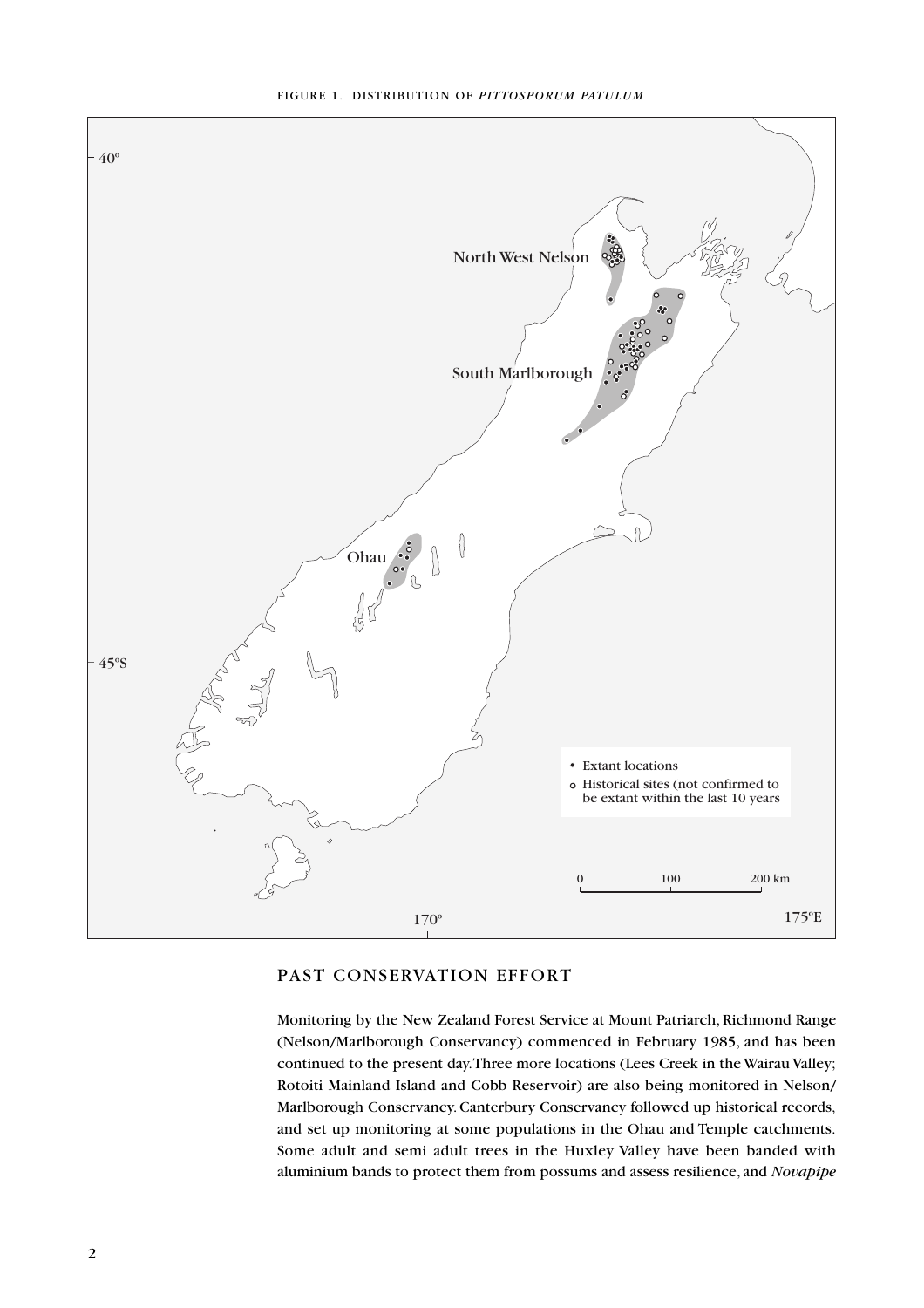FIGURE 1. DISTRIBUTION OF *PITTOSPORUM PATULUM*

## PAST CONSERVATION EFFORT

Monitoring by the New Zealand Forest Service at Mount Patriarch, Richmond Range (Nelson/Marlborough Conservancy) commenced in February 1985, and has been continued to the present day. Three more locations (Lees Creek in the Wairau Valley; Rotoiti Mainland Island and Cobb Reservoir) are also being monitored in Nelson/Marlborough Conservancy. Canterbury Conservancy followed up historical records, and set up monitoring at some populations in the Ohau and Temple catchments. Some adult and semi adult trees in the Huxley Valley have been banded with aluminium bands to protect them from possums and assess resilience, and *Novapipe*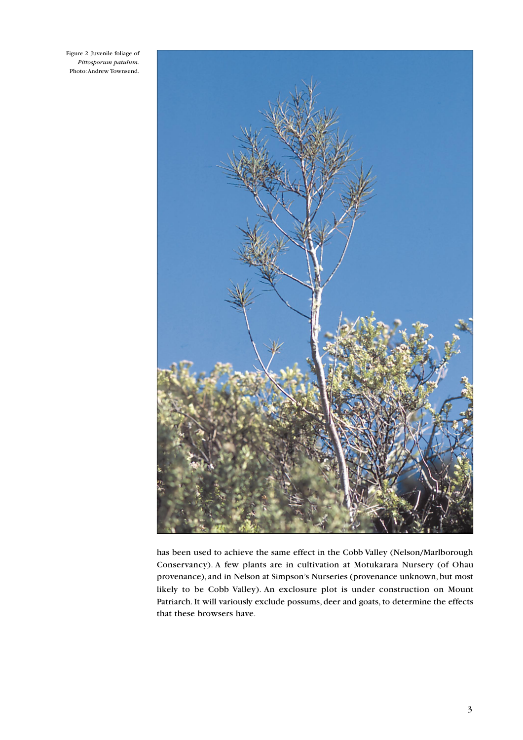Figure 2. Juvenile foliage of *Pittosporum patulum*. Photo: Andrew Townsend.

has been used to achieve the same effect in the Cobb Valley (Nelson/Marlborough Conservancy). A few plants are in cultivation at Motukarara Nursery (of Ohau provenance), and in Nelson at Simpson's Nurseries (provenance unknown, but most likely to be Cobb Valley). An exclosure plot is under construction on Mount Patriarch. It will variously exclude possums, deer and goats, to determine the effects that these browsers have.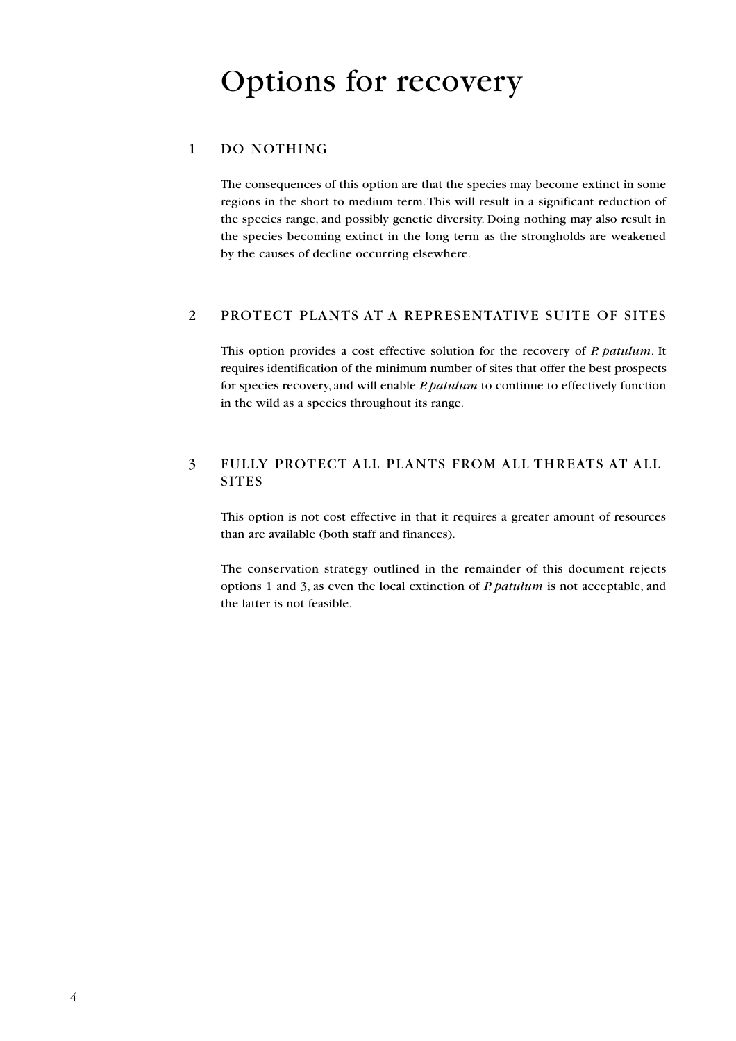# Options for recovery

## 1 DO NOTHING

The consequences of this option are that the species may become extinct in some regions in the short to medium term. This will result in a significant reduction of the species range, and possibly genetic diversity. Doing nothing may also result in the species becoming extinct in the long term as the strongholds are weakened by the causes of decline occurring elsewhere.

## 2 PROTECT PLANTS AT A REPRESENTATIVE SUITE OF SITES

This option provides a cost effective solution for the recovery of *P. patulum*. It requires identification of the minimum number of sites that offer the best prospects for species recovery, and will enable *P. patulum* to continue to effectively function in the wild as a species throughout its range.

## 3 FULLY PROTECT ALL PLANTS FROM ALL THREATS AT ALL SITES

This option is not cost effective in that it requires a greater amount of resources than are available (both staff and finances).

The conservation strategy outlined in the remainder of this document rejects options 1 and 3, as even the local extinction of *P. patulum* is not acceptable, and the latter is not feasible.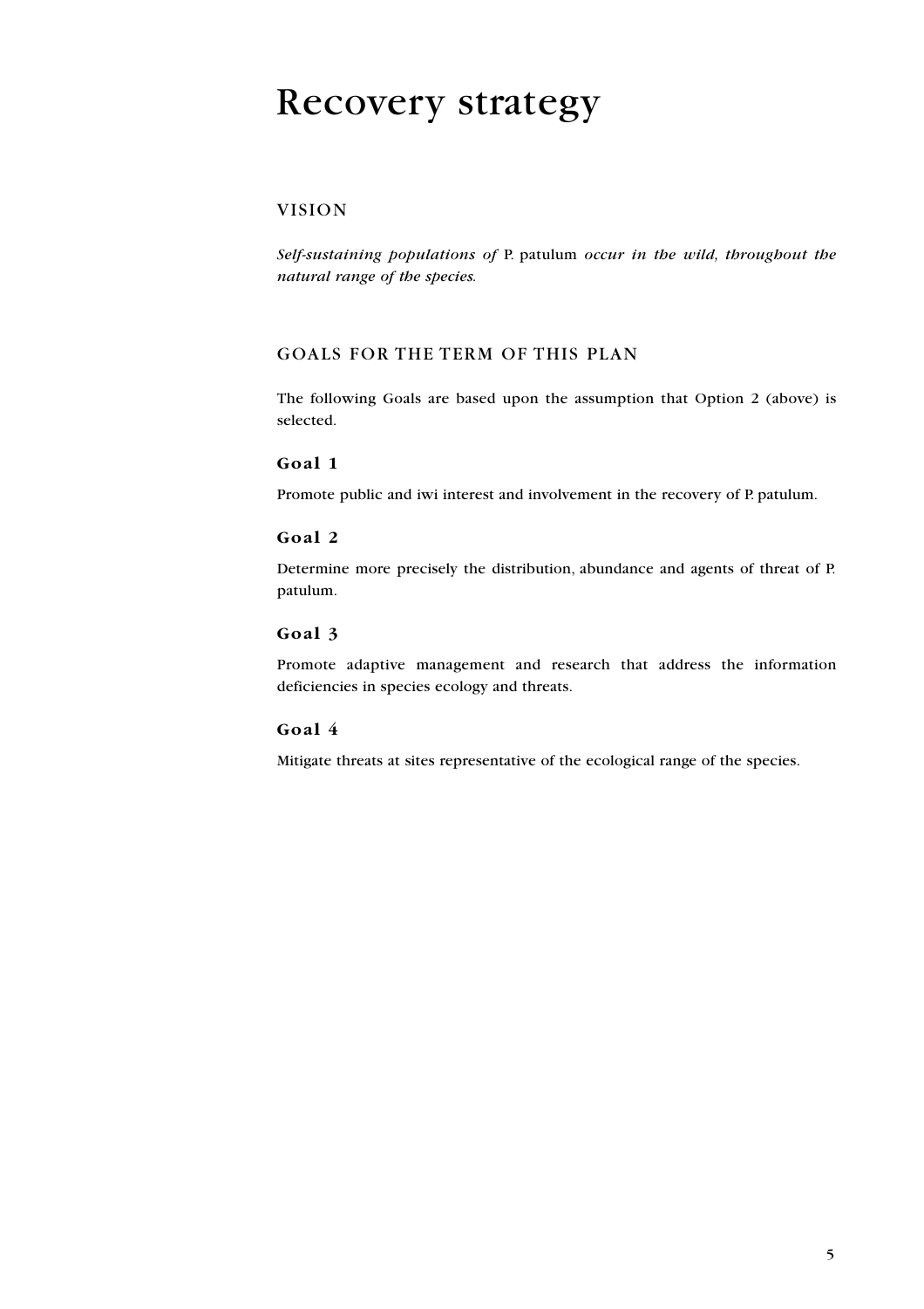# Recovery strategy

## VISION

*Self-sustaining populations of* P. patulum *occur in the wild, throughout the natural range of the species.*

## GOALS FOR THE TERM OF THIS PLAN

The following Goals are based upon the assumption that Option 2 (above) is selected.

### Goal 1

Promote public and iwi interest and involvement in the recovery of P. patulum.

### Goal 2

Determine more precisely the distribution, abundance and agents of threat of P. patulum.

### Goal 3

Promote adaptive management and research that address the information deficiencies in species ecology and threats.

### Goal 4

Mitigate threats at sites representative of the ecological range of the species.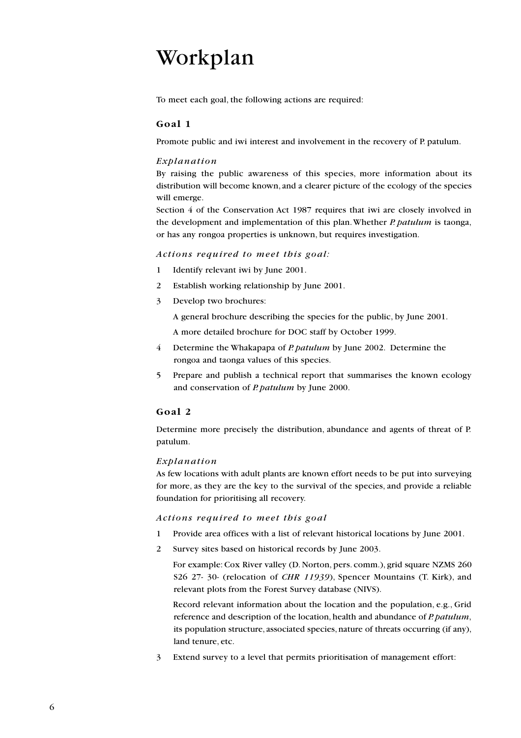# Workplan

To meet each goal, the following actions are required:

## Goal 1

Promote public and iwi interest and involvement in the recovery of P. patulum.

### *Explanation*

By raising the public awareness of this species, more information about its distribution will become known, and a clearer picture of the ecology of the species will emerge.

Section 4 of the Conservation Act 1987 requires that iwi are closely involved in the development and implementation of this plan. Whether *P. patulum* is taonga, or has any rongoa properties is unknown, but requires investigation.

### *Actions required to meet this goal:*

1. Identify relevant iwi by June 2001.
2. Establish working relationship by June 2001.
3. Develop two brochures:

   A general brochure describing the species for the public, by June 2001.

   A more detailed brochure for DOC staff by October 1999.
4. Determine the Whakapapa of *P. patulum* by June 2002. Determine the rongoa and taonga values of this species.
5. Prepare and publish a technical report that summarises the known ecology and conservation of *P. patulum* by June 2000.

## Goal 2

Determine more precisely the distribution, abundance and agents of threat of P. patulum.

### *Explanation*

As few locations with adult plants are known effort needs to be put into surveying for more, as they are the key to the survival of the species, and provide a reliable foundation for prioritising all recovery.

### *Actions required to meet this goal*

1. Provide area offices with a list of relevant historical locations by June 2001.
2. Survey sites based on historical records by June 2003.

   For example: Cox River valley (D. Norton, pers. comm.), grid square NZMS 260 S26 27- 30- (relocation of *CHR 11939*), Spencer Mountains (T. Kirk), and relevant plots from the Forest Survey database (NIVS).

   Record relevant information about the location and the population, e.g., Grid reference and description of the location, health and abundance of *P. patulum*, its population structure, associated species, nature of threats occurring (if any), land tenure, etc.
3. Extend survey to a level that permits prioritisation of management effort: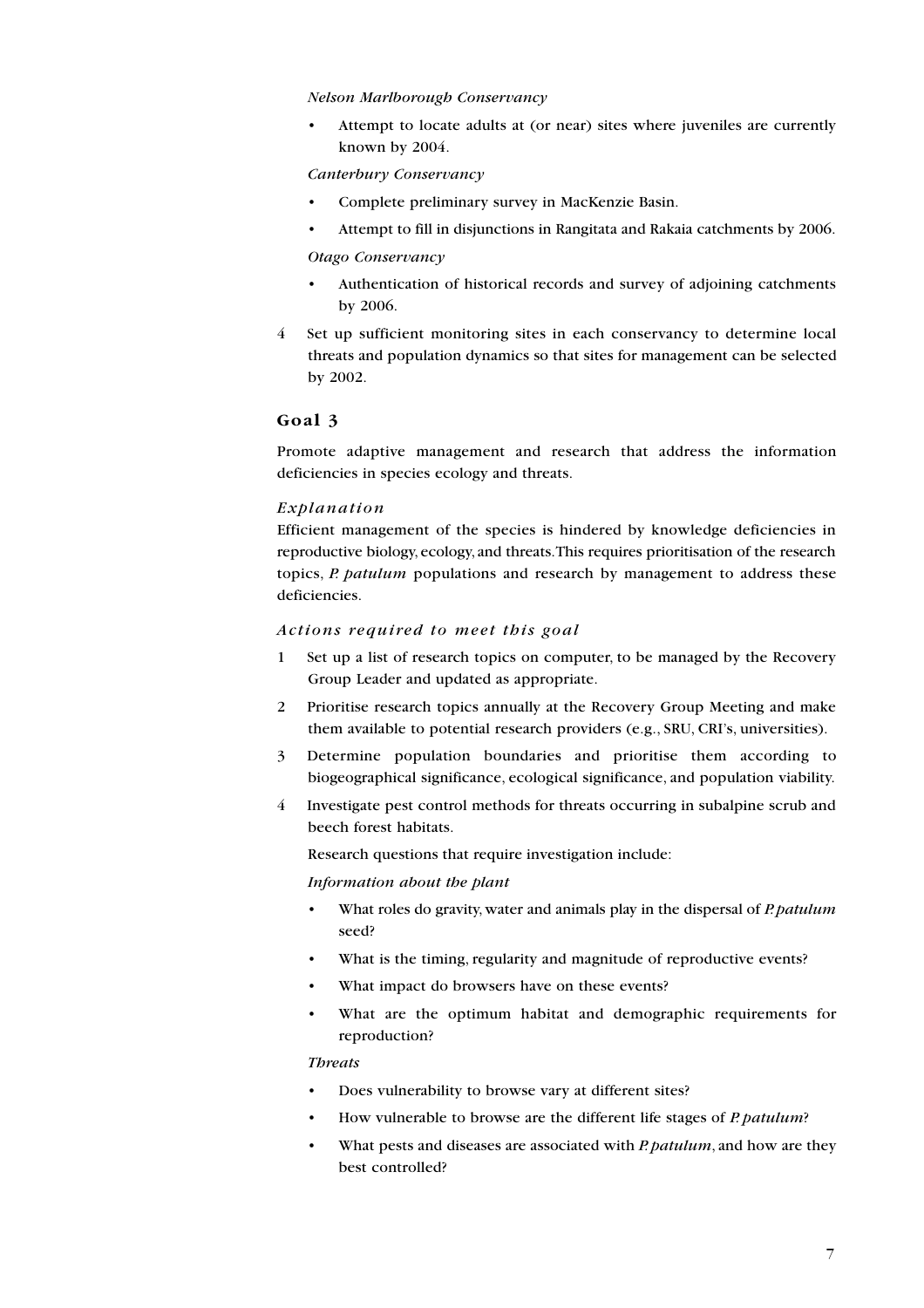*Nelson Marlborough Conservancy*

- Attempt to locate adults at (or near) sites where juveniles are currently known by 2004.

*Canterbury Conservancy*

- Complete preliminary survey in MacKenzie Basin.
- Attempt to fill in disjunctions in Rangitata and Rakaia catchments by 2006.

*Otago Conservancy*

- Authentication of historical records and survey of adjoining catchments by 2006.

4 Set up sufficient monitoring sites in each conservancy to determine local threats and population dynamics so that sites for management can be selected by 2002.

## Goal 3

Promote adaptive management and research that address the information deficiencies in species ecology and threats.

### *Explanation*

Efficient management of the species is hindered by knowledge deficiencies in reproductive biology, ecology, and threats. This requires prioritisation of the research topics, *P. patulum* populations and research by management to address these deficiencies.

### *Actions required to meet this goal*

1 Set up a list of research topics on computer, to be managed by the Recovery Group Leader and updated as appropriate.

2 Prioritise research topics annually at the Recovery Group Meeting and make them available to potential research providers (e.g., SRU, CRI's, universities).

3 Determine population boundaries and prioritise them according to biogeographical significance, ecological significance, and population viability.

4 Investigate pest control methods for threats occurring in subalpine scrub and beech forest habitats.

Research questions that require investigation include:

*Information about the plant*

- What roles do gravity, water and animals play in the dispersal of *P. patulum* seed?
- What is the timing, regularity and magnitude of reproductive events?
- What impact do browsers have on these events?
- What are the optimum habitat and demographic requirements for reproduction?

*Threats*

- Does vulnerability to browse vary at different sites?
- How vulnerable to browse are the different life stages of *P. patulum*?
- What pests and diseases are associated with *P. patulum*, and how are they best controlled?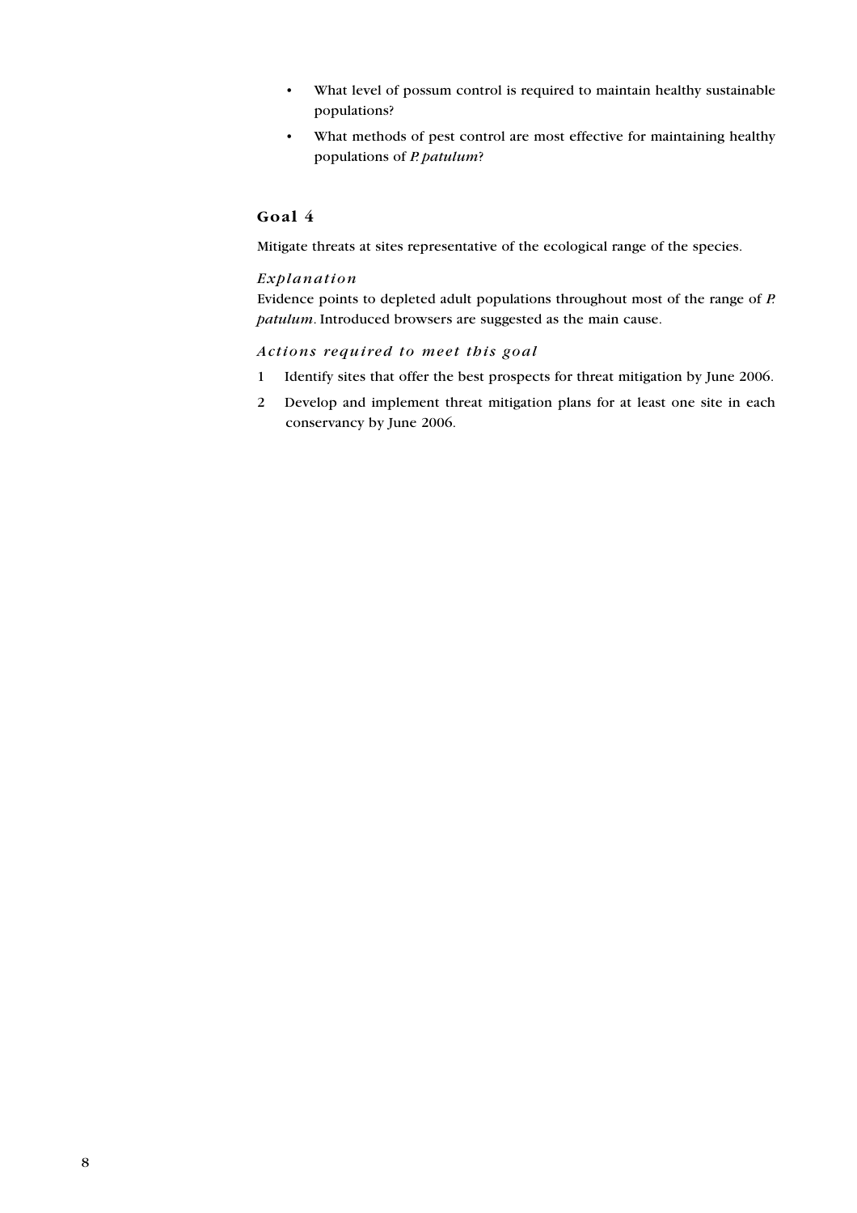- What level of possum control is required to maintain healthy sustainable populations?
- What methods of pest control are most effective for maintaining healthy populations of *P. patulum*?

## Goal 4

Mitigate threats at sites representative of the ecological range of the species.

### *Explanation*

Evidence points to depleted adult populations throughout most of the range of *P. patulum*. Introduced browsers are suggested as the main cause.

### *Actions required to meet this goal*

1. Identify sites that offer the best prospects for threat mitigation by June 2006.
2. Develop and implement threat mitigation plans for at least one site in each conservancy by June 2006.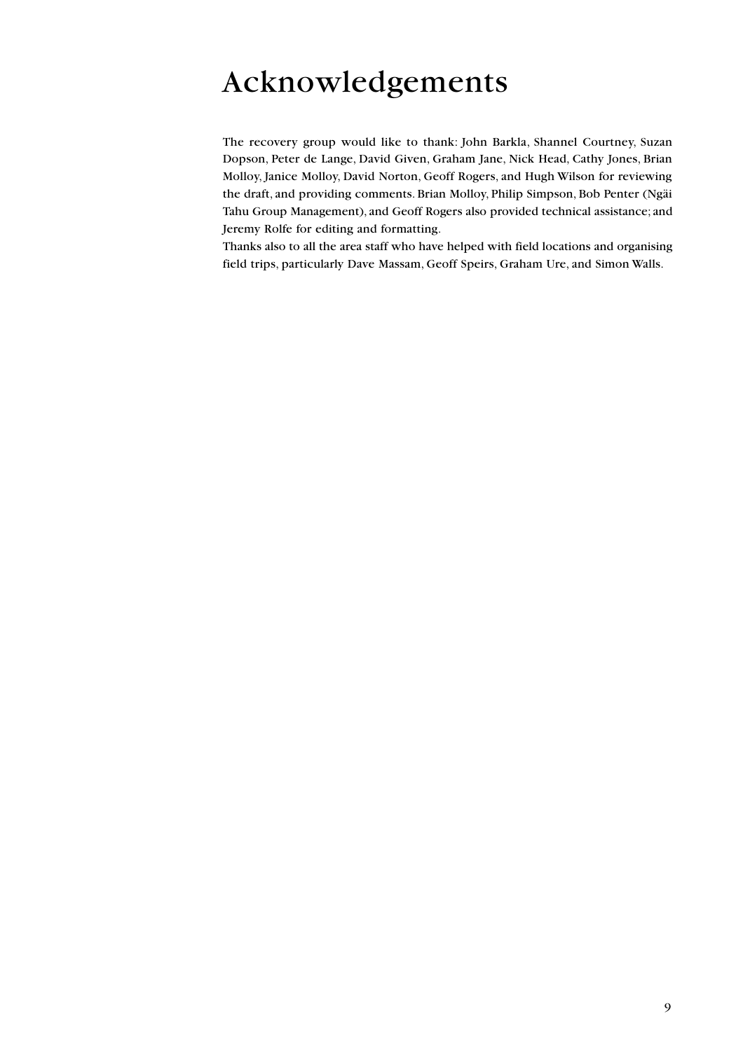# Acknowledgements

The recovery group would like to thank: John Barkla, Shannel Courtney, Suzan Dopson, Peter de Lange, David Given, Graham Jane, Nick Head, Cathy Jones, Brian Molloy, Janice Molloy, David Norton, Geoff Rogers, and Hugh Wilson for reviewing the draft, and providing comments. Brian Molloy, Philip Simpson, Bob Penter (Ngäi Tahu Group Management), and Geoff Rogers also provided technical assistance; and Jeremy Rolfe for editing and formatting.

Thanks also to all the area staff who have helped with field locations and organising field trips, particularly Dave Massam, Geoff Speirs, Graham Ure, and Simon Walls.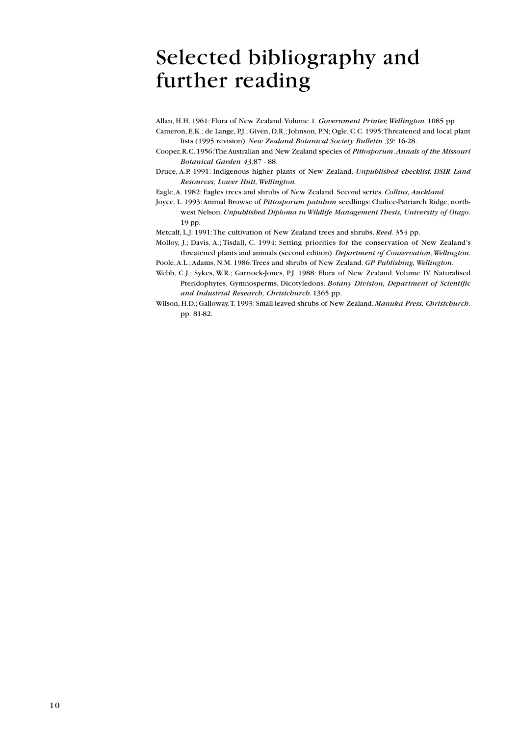# Selected bibliography and further reading

Allan, H.H. 1961: Flora of New Zealand. Volume 1. *Government Printer, Wellington.* 1085 pp

Cameron, E.K.; de Lange, P.J.; Given, D.R.; Johnson, P.N; Ogle, C.C. 1995: Threatened and local plant lists (1995 revision). *New Zealand Botanical Society Bulletin 39:* 16-28.

Cooper, R.C. 1956: The Australian and New Zealand species of *Pittosporum*. *Annals of the Missouri Botanical Garden 43:*87 - 88.

Druce, A.P. 1991: Indigenous higher plants of New Zealand. *Unpublished checklist. DSIR Land Resources, Lower Hutt, Wellington.*

Eagle, A. 1982: Eagles trees and shrubs of New Zealand. Second series. *Collins, Auckland.*

Joyce, L. 1993: Animal Browse of *Pittosporum patulum* seedlings: Chalice-Patriarch Ridge, north-west Nelson. *Unpublished Diploma in Wildlife Management Thesis, University of Otago.* 19 pp.

Metcalf, L.J. 1991: The cultivation of New Zealand trees and shrubs. *Reed*. 354 pp.

Molloy, J.; Davis, A.; Tisdall, C. 1994: Setting priorities for the conservation of New Zealand's threatened plants and animals (second edition). *Department of Conservation, Wellington.*

Poole, A.L.; Adams, N.M. 1986: Trees and shrubs of New Zealand. *GP Publishing, Wellington.*

Webb, C.J.; Sykes, W.R.; Garnock-Jones, P.J. 1988: Flora of New Zealand. Volume IV. Naturalised Pteridophytes, Gymnosperms, Dicotyledons. *Botany Division, Department of Scientific and Industrial Research, Christchurch.* 1365 pp.

Wilson, H.D.; Galloway, T. 1993: Small-leaved shrubs of New Zealand. *Manuka Press, Christchurch*. pp. 81-82.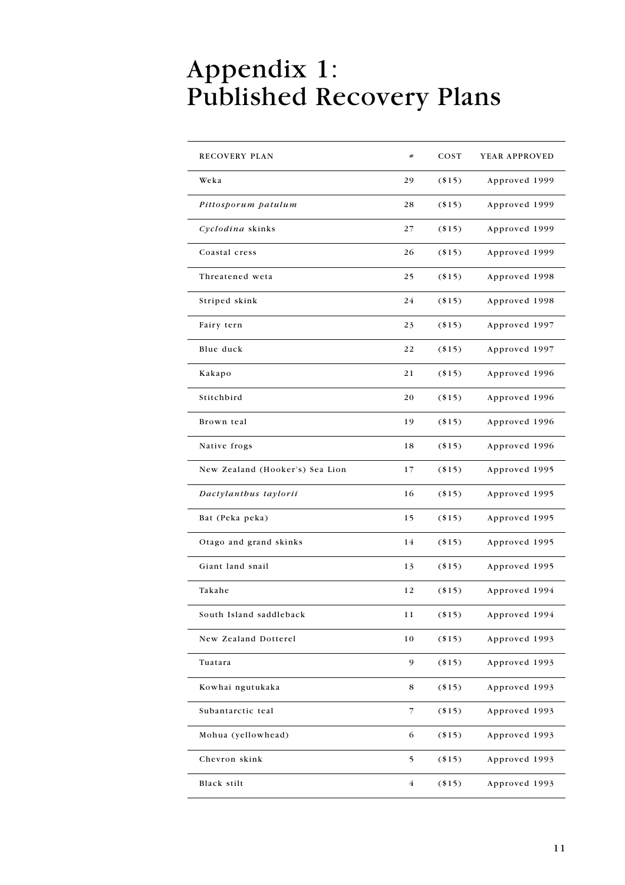# Appendix 1: Published Recovery Plans

| RECOVERY PLAN | # | COST | YEAR APPROVED |
|---|---|---|---|
| Weka | 29 | ($15) | Approved 1999 |
| *Pittosporum patulum* | 28 | ($15) | Approved 1999 |
| *Cyclodina* skinks | 27 | ($15) | Approved 1999 |
| Coastal cress | 26 | ($15) | Approved 1999 |
| Threatened weta | 25 | ($15) | Approved 1998 |
| Striped skink | 24 | ($15) | Approved 1998 |
| Fairy tern | 23 | ($15) | Approved 1997 |
| Blue duck | 22 | ($15) | Approved 1997 |
| Kakapo | 21 | ($15) | Approved 1996 |
| Stitchbird | 20 | ($15) | Approved 1996 |
| Brown teal | 19 | ($15) | Approved 1996 |
| Native frogs | 18 | ($15) | Approved 1996 |
| New Zealand (Hooker's) Sea Lion | 17 | ($15) | Approved 1995 |
| *Dactylanthus taylorii* | 16 | ($15) | Approved 1995 |
| Bat (Peka peka) | 15 | ($15) | Approved 1995 |
| Otago and grand skinks | 14 | ($15) | Approved 1995 |
| Giant land snail | 13 | ($15) | Approved 1995 |
| Takahe | 12 | ($15) | Approved 1994 |
| South Island saddleback | 11 | ($15) | Approved 1994 |
| New Zealand Dotterel | 10 | ($15) | Approved 1993 |
| Tuatara | 9 | ($15) | Approved 1993 |
| Kowhai ngutukaka | 8 | ($15) | Approved 1993 |
| Subantarctic teal | 7 | ($15) | Approved 1993 |
| Mohua (yellowhead) | 6 | ($15) | Approved 1993 |
| Chevron skink | 5 | ($15) | Approved 1993 |
| Black stilt | 4 | ($15) | Approved 1993 |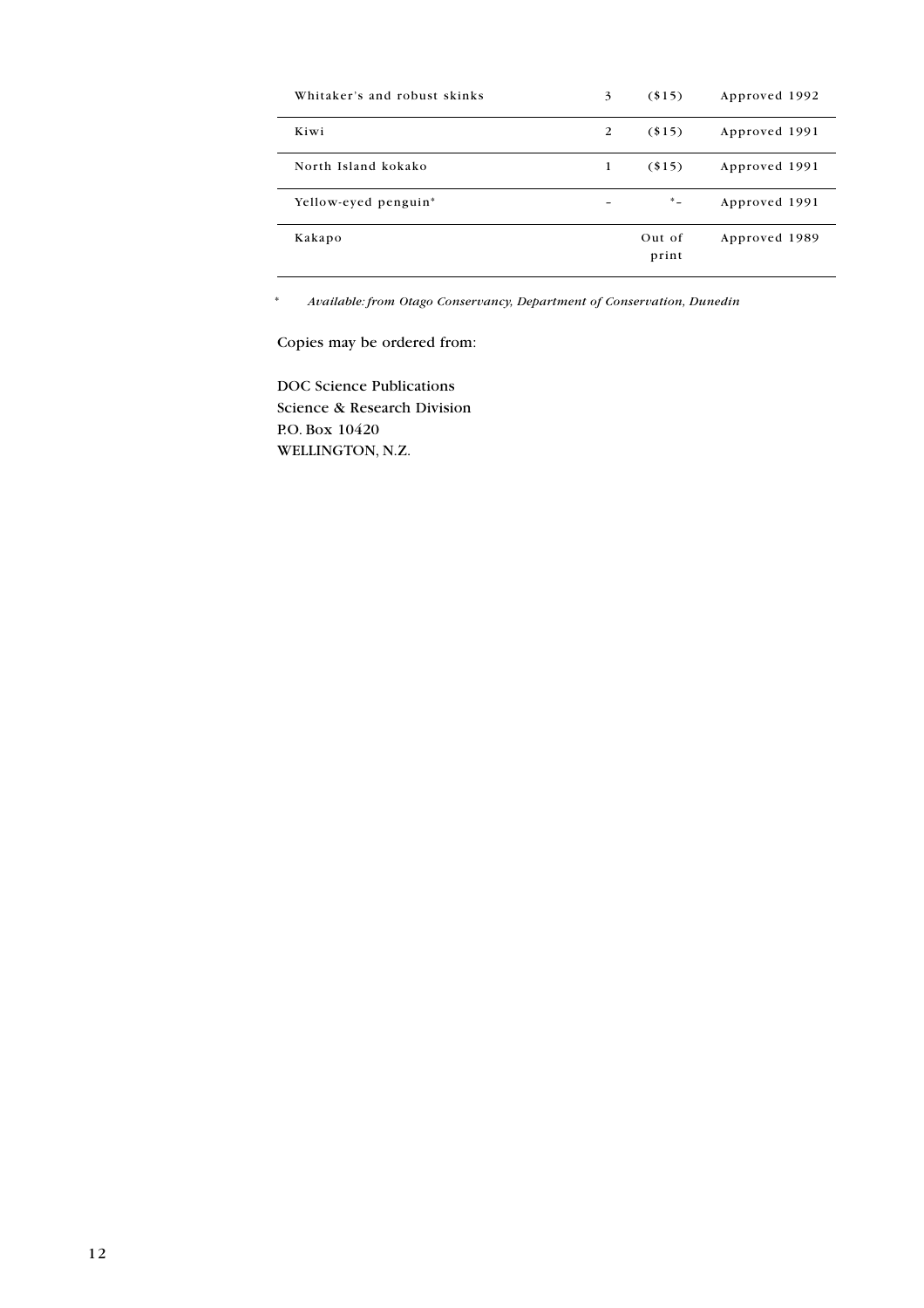| | | | |
|---|---|---|---|
| Whitaker's and robust skinks | 3 | ($15) | Approved 1992 |
| Kiwi | 2 | ($15) | Approved 1991 |
| North Island kokako | 1 | ($15) | Approved 1991 |
| Yellow-eyed penguin* | – | *– | Approved 1991 |
| Kakapo | | Out of print | Approved 1989 |

\* *Available: from Otago Conservancy, Department of Conservation, Dunedin*

Copies may be ordered from:

DOC Science Publications
Science & Research Division
P.O. Box 10420
WELLINGTON, N.Z.